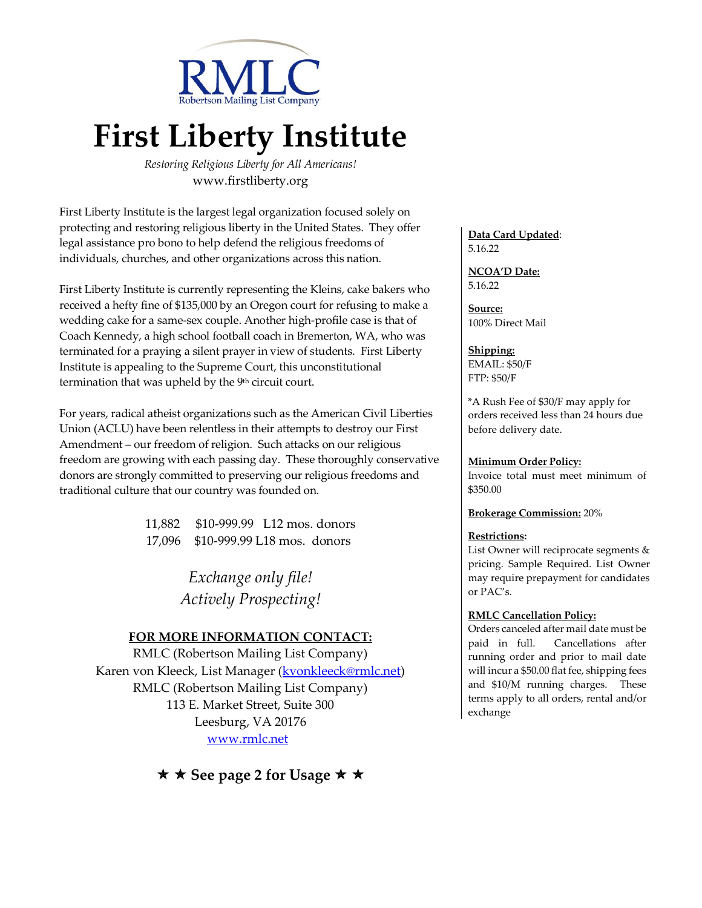RMLC
Robertson Mailing List Company

# First Liberty Institute

*Restoring Religious Liberty for All Americans!*

www.firstliberty.org

First Liberty Institute is the largest legal organization focused solely on protecting and restoring religious liberty in the United States. They offer legal assistance pro bono to help defend the religious freedoms of individuals, churches, and other organizations across this nation.

First Liberty Institute is currently representing the Kleins, cake bakers who received a hefty fine of $135,000 by an Oregon court for refusing to make a wedding cake for a same-sex couple. Another high-profile case is that of Coach Kennedy, a high school football coach in Bremerton, WA, who was terminated for a praying a silent prayer in view of students. First Liberty Institute is appealing to the Supreme Court, this unconstitutional termination that was upheld by the 9th circuit court.

For years, radical atheist organizations such as the American Civil Liberties Union (ACLU) have been relentless in their attempts to destroy our First Amendment – our freedom of religion. Such attacks on our religious freedom are growing with each passing day. These thoroughly conservative donors are strongly committed to preserving our religious freedoms and traditional culture that our country was founded on.

| | | |
|---|---|---|
| 11,882 | $10-999.99 | L12 mos. donors |
| 17,096 | $10-999.99 | L18 mos. donors |

*Exchange only file!*
*Actively Prospecting!*

**FOR MORE INFORMATION CONTACT:**

RMLC (Robertson Mailing List Company)
Karen von Kleeck, List Manager (kvonkleeck@rmlc.net)
RMLC (Robertson Mailing List Company)
113 E. Market Street, Suite 300
Leesburg, VA 20176
www.rmlc.net

**★ ★ See page 2 for Usage ★ ★**

**Data Card Updated**:
5.16.22

**NCOA'D Date:**
5.16.22

**Source:**
100% Direct Mail

**Shipping:**
EMAIL: $50/F
FTP: $50/F

*A Rush Fee of $30/F may apply for orders received less than 24 hours due before delivery date.

**Minimum Order Policy:**
Invoice total must meet minimum of $350.00

**Brokerage Commission:** 20%

**Restrictions:**
List Owner will reciprocate segments & pricing. Sample Required. List Owner may require prepayment for candidates or PAC's.

**RMLC Cancellation Policy:**
Orders canceled after mail date must be paid in full. Cancellations after running order and prior to mail date will incur a $50.00 flat fee, shipping fees and $10/M running charges. These terms apply to all orders, rental and/or exchange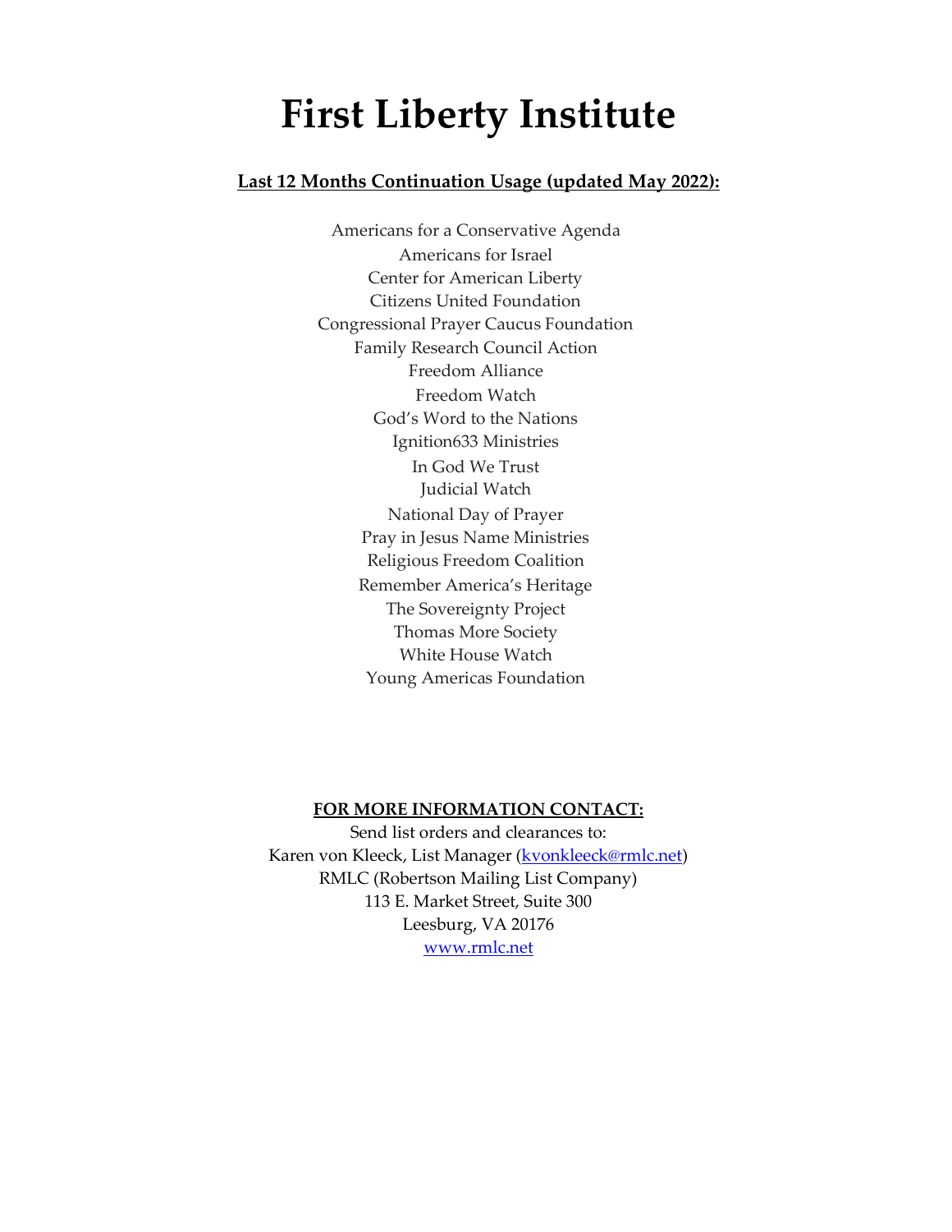# First Liberty Institute

**Last 12 Months Continuation Usage (updated May 2022):**

Americans for a Conservative Agenda
Americans for Israel
Center for American Liberty
Citizens United Foundation
Congressional Prayer Caucus Foundation
Family Research Council Action
Freedom Alliance
Freedom Watch
God's Word to the Nations
Ignition633 Ministries
In God We Trust
Judicial Watch
National Day of Prayer
Pray in Jesus Name Ministries
Religious Freedom Coalition
Remember America's Heritage
The Sovereignty Project
Thomas More Society
White House Watch
Young Americas Foundation

**FOR MORE INFORMATION CONTACT:**

Send list orders and clearances to:
Karen von Kleeck, List Manager (kvonkleeck@rmlc.net)
RMLC (Robertson Mailing List Company)
113 E. Market Street, Suite 300
Leesburg, VA 20176
www.rmlc.net